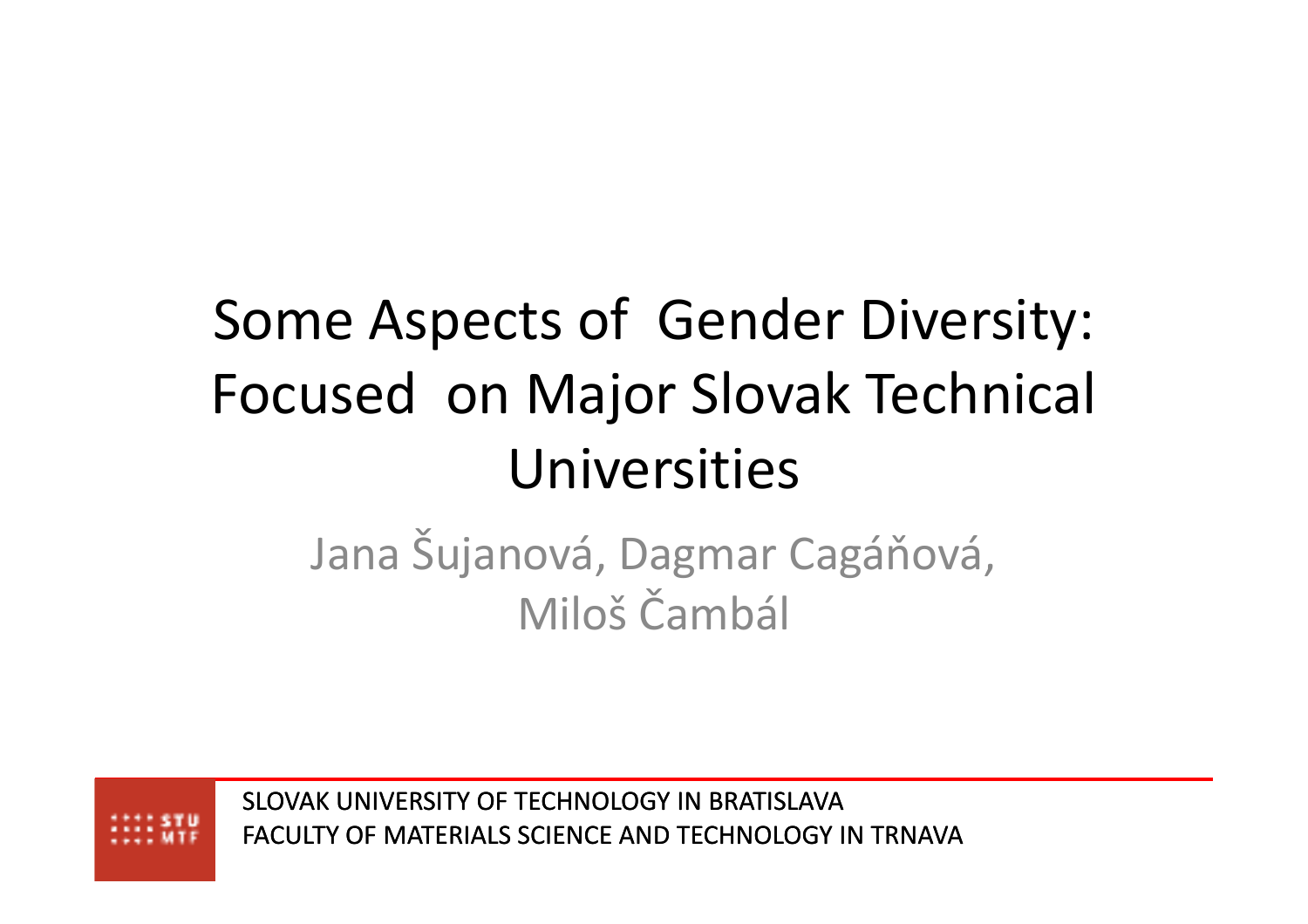# Some Aspects of Gender Diversity: Focused on Major Slovak Technical Universities

Jana Šujanová, Dagmar Cagáňová, Miloš Čambál

SLOVAK UNIVERSITY OF TECHNOLOGY IN BRATISLAVA
FACULTY OF MATERIALS SCIENCE AND TECHNOLOGY IN TRNAVA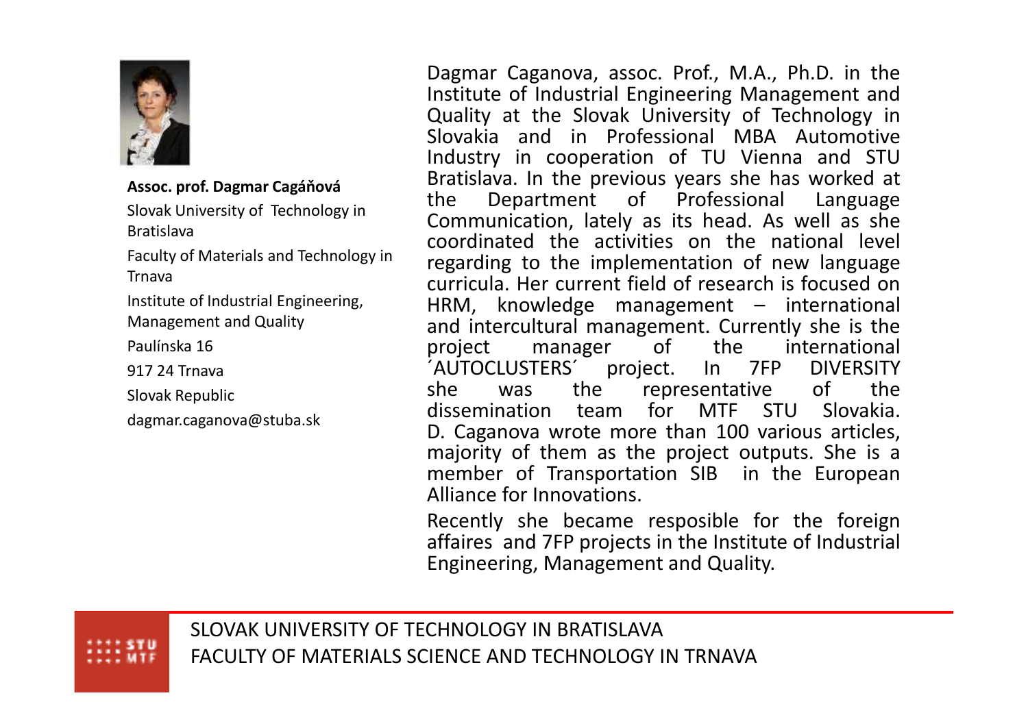**Assoc. prof. Dagmar Cagáňová**

Slovak University of Technology in Bratislava

Faculty of Materials and Technology in Trnava

Institute of Industrial Engineering, Management and Quality

Paulínska 16

917 24 Trnava

Slovak Republic

dagmar.caganova@stuba.sk

Dagmar Caganova, assoc. Prof., M.A., Ph.D. in the Institute of Industrial Engineering Management and Quality at the Slovak University of Technology in Slovakia and in Professional MBA Automotive Industry in cooperation of TU Vienna and STU Bratislava. In the previous years she has worked at the Department of Professional Language Communication, lately as its head. As well as she coordinated the activities on the national level regarding to the implementation of new language curricula. Her current field of research is focused on HRM, knowledge management – international and intercultural management. Currently she is the project manager of the international ´AUTOCLUSTERS´ project. In 7FP DIVERSITY she was the representative of the dissemination team for MTF STU Slovakia. D. Caganova wrote more than 100 various articles, majority of them as the project outputs. She is a member of Transportation SIB in the European Alliance for Innovations.

Recently she became resposible for the foreign affaires and 7FP projects in the Institute of Industrial Engineering, Management and Quality.

SLOVAK UNIVERSITY OF TECHNOLOGY IN BRATISLAVA
FACULTY OF MATERIALS SCIENCE AND TECHNOLOGY IN TRNAVA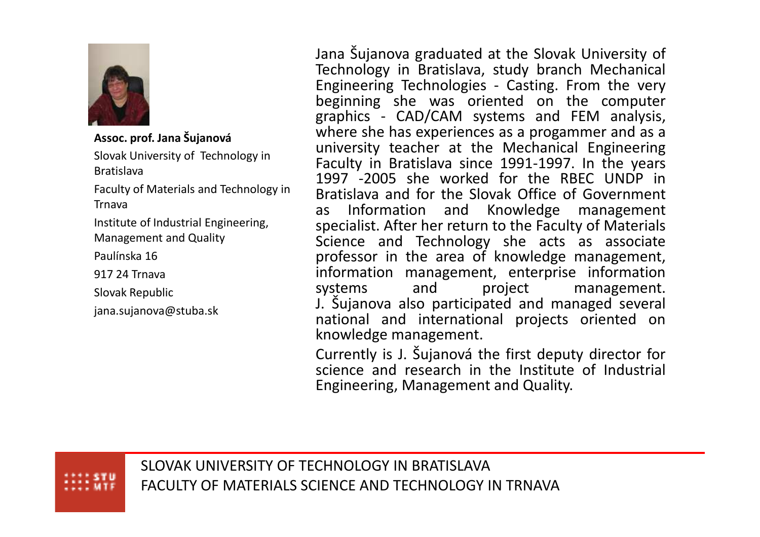**Assoc. prof. Jana Šujanová**

Slovak University of Technology in Bratislava

Faculty of Materials and Technology in Trnava

Institute of Industrial Engineering, Management and Quality

Paulínska 16

917 24 Trnava

Slovak Republic

jana.sujanova@stuba.sk

Jana Šujanova graduated at the Slovak University of Technology in Bratislava, study branch Mechanical Engineering Technologies - Casting. From the very beginning she was oriented on the computer graphics - CAD/CAM systems and FEM analysis, where she has experiences as a progammer and as a university teacher at the Mechanical Engineering Faculty in Bratislava since 1991-1997. In the years 1997 -2005 she worked for the RBEC UNDP in Bratislava and for the Slovak Office of Government as Information and Knowledge management specialist. After her return to the Faculty of Materials Science and Technology she acts as associate professor in the area of knowledge management, information management, enterprise information systems and project management. J. Šujanova also participated and managed several national and international projects oriented on knowledge management.

Currently is J. Šujanová the first deputy director for science and research in the Institute of Industrial Engineering, Management and Quality.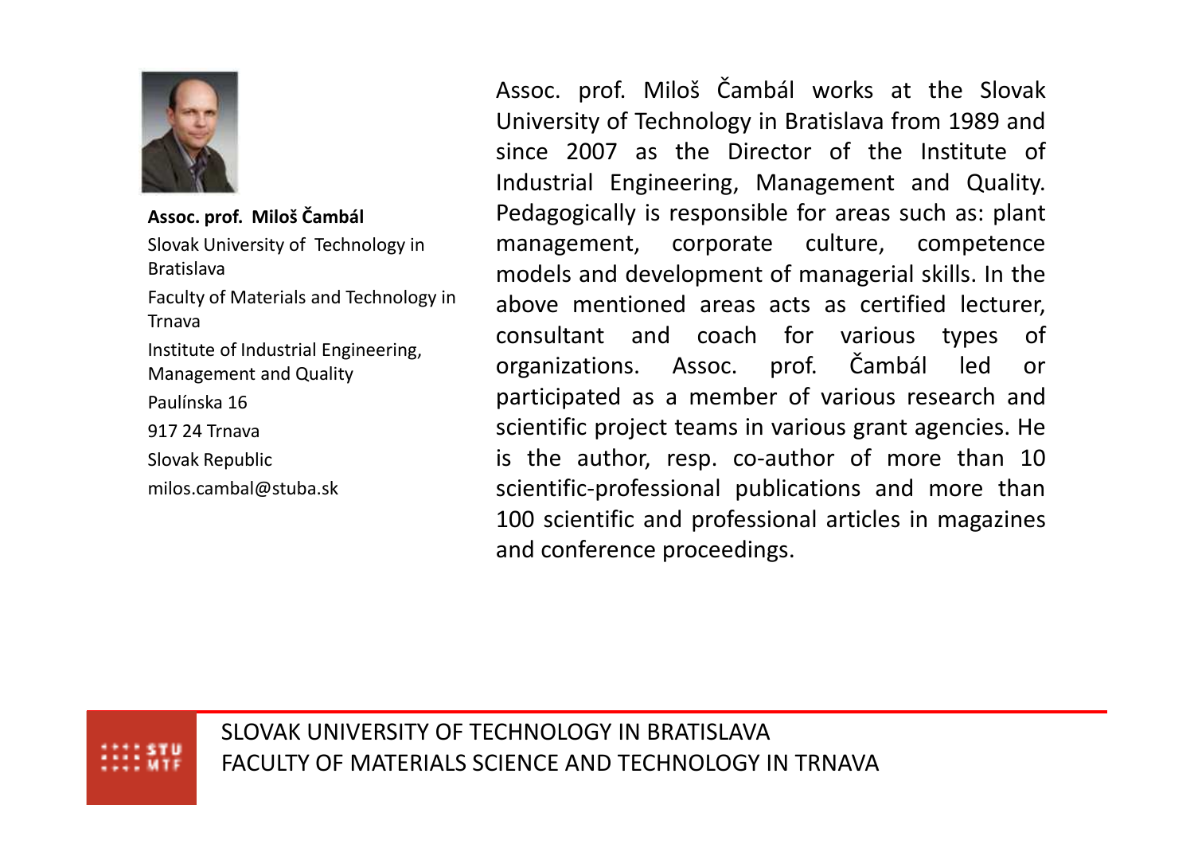**Assoc. prof. Miloš Čambál**

Slovak University of Technology in Bratislava

Faculty of Materials and Technology in Trnava

Institute of Industrial Engineering, Management and Quality

Paulínska 16

917 24 Trnava

Slovak Republic

milos.cambal@stuba.sk

Assoc. prof. Miloš Čambál works at the Slovak University of Technology in Bratislava from 1989 and since 2007 as the Director of the Institute of Industrial Engineering, Management and Quality. Pedagogically is responsible for areas such as: plant management, corporate culture, competence models and development of managerial skills. In the above mentioned areas acts as certified lecturer, consultant and coach for various types of organizations. Assoc. prof. Čambál led or participated as a member of various research and scientific project teams in various grant agencies. He is the author, resp. co-author of more than 10 scientific-professional publications and more than 100 scientific and professional articles in magazines and conference proceedings.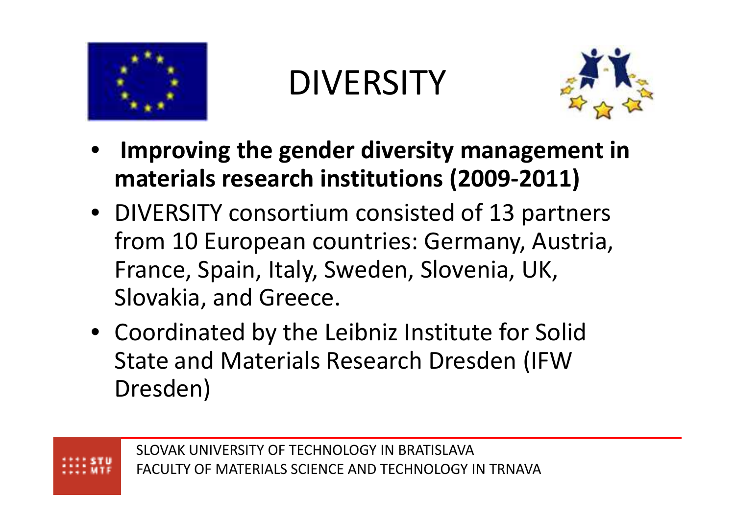# DIVERSITY

- **Improving the gender diversity management in materials research institutions (2009-2011)**
- DIVERSITY consortium consisted of 13 partners from 10 European countries: Germany, Austria, France, Spain, Italy, Sweden, Slovenia, UK, Slovakia, and Greece.
- Coordinated by the Leibniz Institute for Solid State and Materials Research Dresden (IFW Dresden)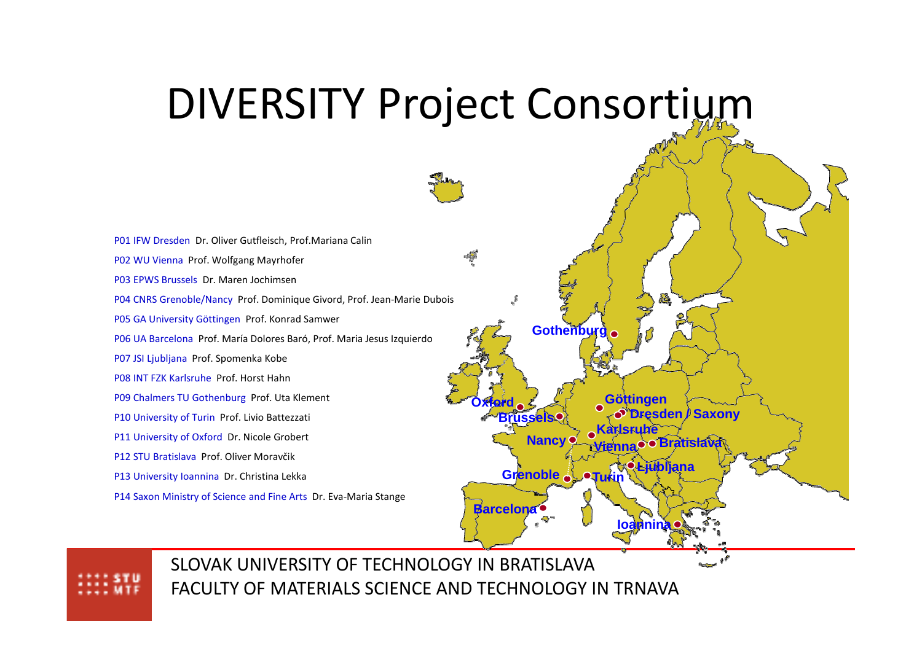# DIVERSITY Project Consortium

P01 IFW Dresden  Dr. Oliver Gutfleisch, Prof.Mariana Calin

P02 WU Vienna  Prof. Wolfgang Mayrhofer

P03 EPWS Brussels  Dr. Maren Jochimsen

P04 CNRS Grenoble/Nancy  Prof. Dominique Givord, Prof. Jean-Marie Dubois

P05 GA University Göttingen  Prof. Konrad Samwer

P06 UA Barcelona  Prof. María Dolores Baró, Prof. Maria Jesus Izquierdo

P07 JSI Ljubljana  Prof. Spomenka Kobe

P08 INT FZK Karlsruhe  Prof. Horst Hahn

P09 Chalmers TU Gothenburg  Prof. Uta Klement

P10 University of Turin  Prof. Livio Battezzati

P11 University of Oxford  Dr. Nicole Grobert

P12 STU Bratislava  Prof. Oliver Moravčik

P13 University Ioannina  Dr. Christina Lekka

P14 Saxon Ministry of Science and Fine Arts  Dr. Eva-Maria Stange

Gothenburg, Oxford, Göttingen, Dresden / Saxony, Brussels, Karlsruhe, Nancy, Vienna, Bratislava, Ljubljana, Grenoble, Turin, Barcelona, Ioannina

SLOVAK UNIVERSITY OF TECHNOLOGY IN BRATISLAVA
FACULTY OF MATERIALS SCIENCE AND TECHNOLOGY IN TRNAVA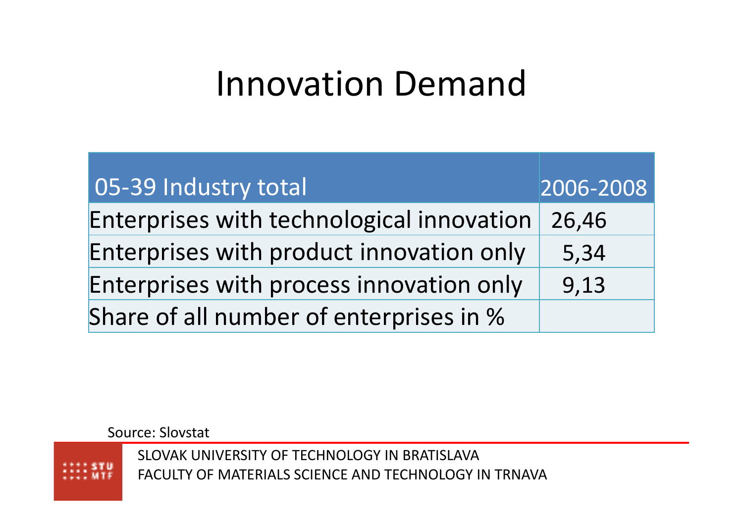# Innovation Demand

| 05-39 Industry total | 2006-2008 |
| --- | --- |
| Enterprises with technological innovation | 26,46 |
| Enterprises with product innovation only | 5,34 |
| Enterprises with process innovation only | 9,13 |
| Share of all number of enterprises in % | |

Source: Slovstat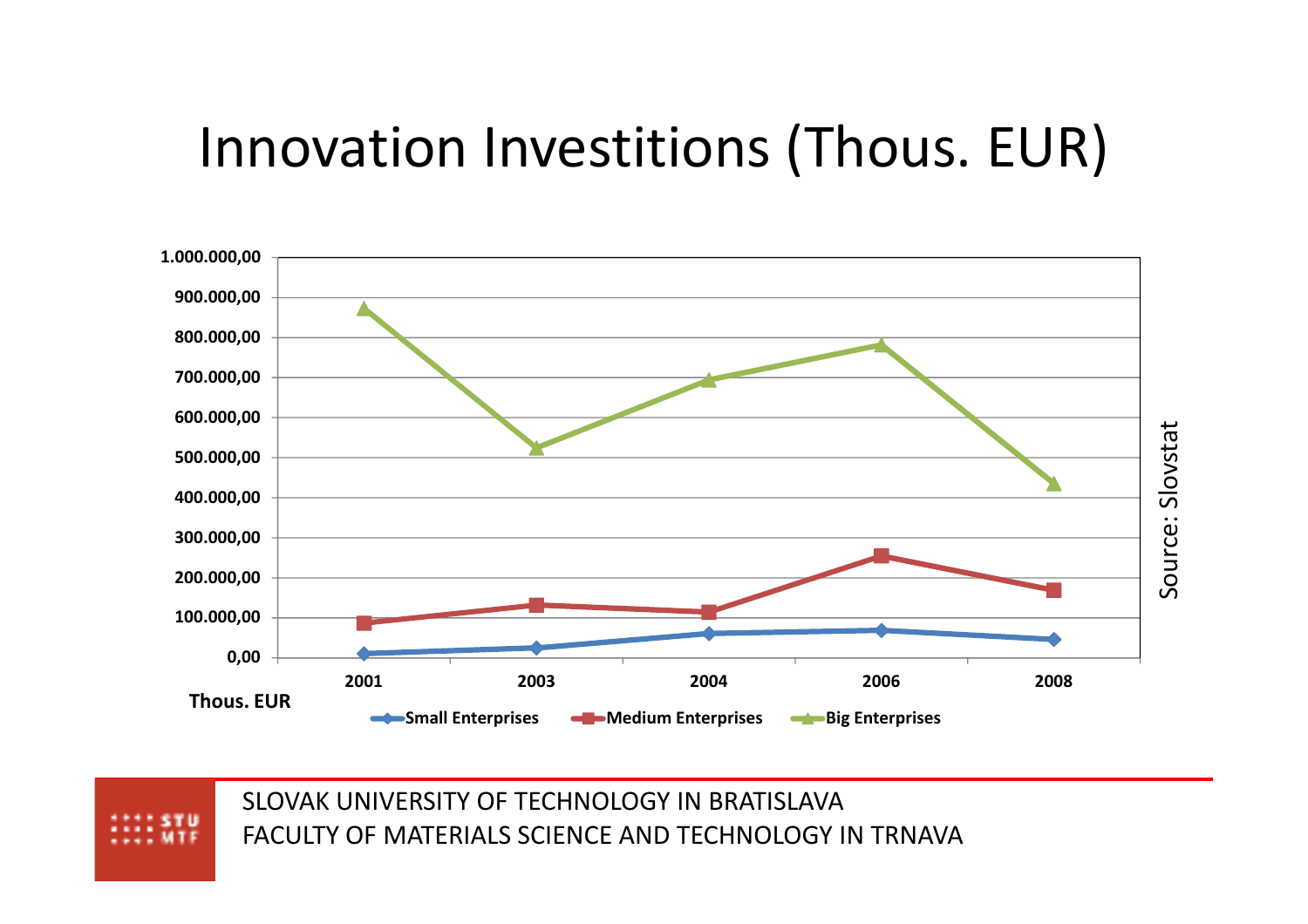# Innovation Investitions (Thous. EUR)

1.000.000,00
900.000,00
800.000,00
700.000,00
600.000,00
500.000,00
400.000,00
300.000,00
200.000,00
100.000,00
0,00

2001 2003 2004 2006 2008

Thous. EUR

Small Enterprises · Medium Enterprises · Big Enterprises

Source: Slovstat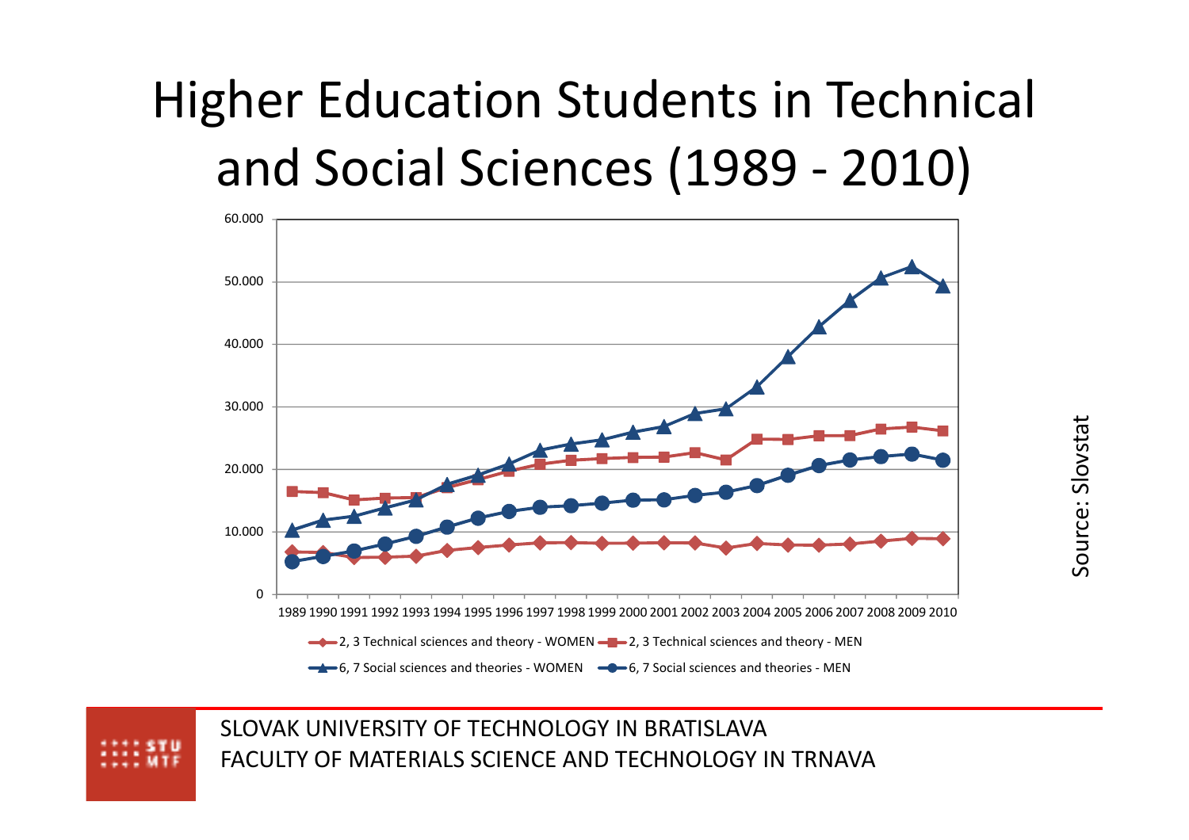# Higher Education Students in Technical and Social Sciences (1989 - 2010)

60.000
50.000
40.000
30.000
20.000
10.000
0

1989 1990 1991 1992 1993 1994 1995 1996 1997 1998 1999 2000 2001 2002 2003 2004 2005 2006 2007 2008 2009 2010

2, 3 Technical sciences and theory - WOMEN
2, 3 Technical sciences and theory - MEN
6, 7 Social sciences and theories - WOMEN
6, 7 Social sciences and theories - MEN

Source: Slovstat

SLOVAK UNIVERSITY OF TECHNOLOGY IN BRATISLAVA
FACULTY OF MATERIALS SCIENCE AND TECHNOLOGY IN TRNAVA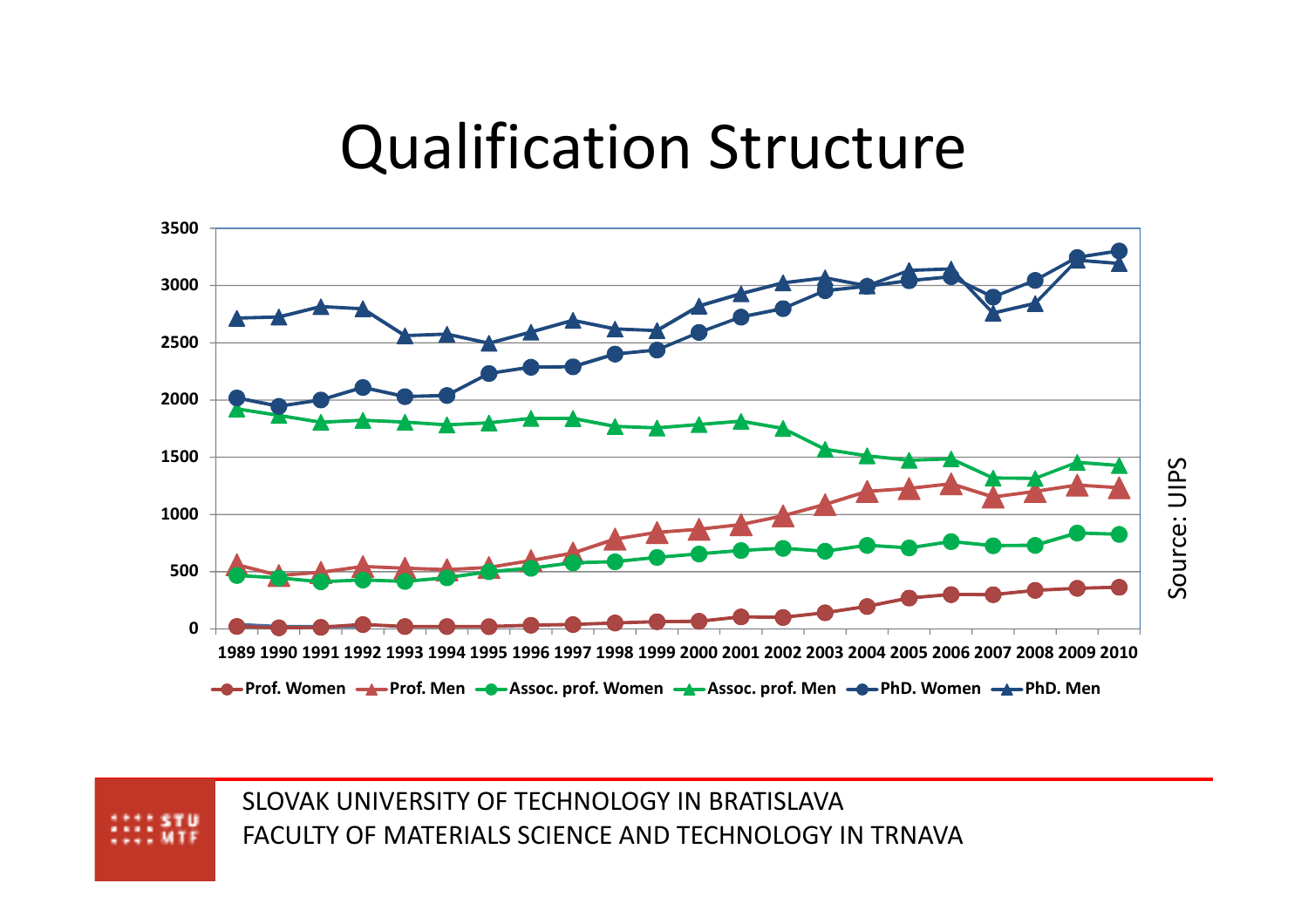# Qualification Structure

3500
3000
2500
2000
1500
1000
500
0

1989 1990 1991 1992 1993 1994 1995 1996 1997 1998 1999 2000 2001 2002 2003 2004 2005 2006 2007 2008 2009 2010

Prof. Women, Prof. Men, Assoc. prof. Women, Assoc. prof. Men, PhD. Women, PhD. Men

Source: UIPS

SLOVAK UNIVERSITY OF TECHNOLOGY IN BRATISLAVA
FACULTY OF MATERIALS SCIENCE AND TECHNOLOGY IN TRNAVA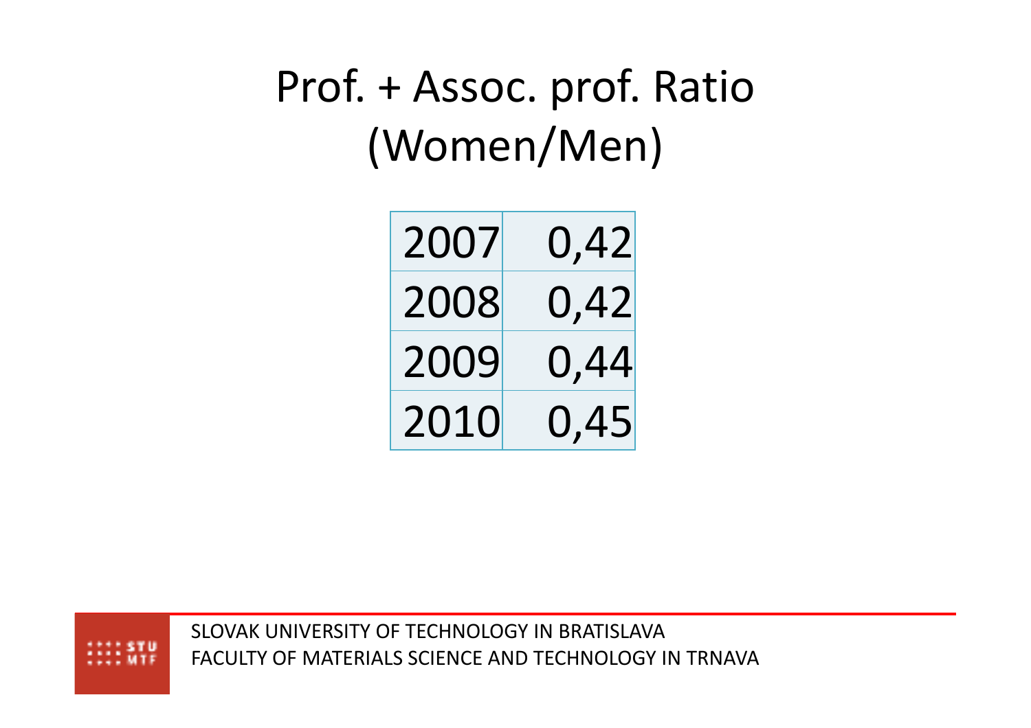# Prof. + Assoc. prof. Ratio (Women/Men)

| | |
|---|---|
| 2007 | 0,42 |
| 2008 | 0,42 |
| 2009 | 0,44 |
| 2010 | 0,45 |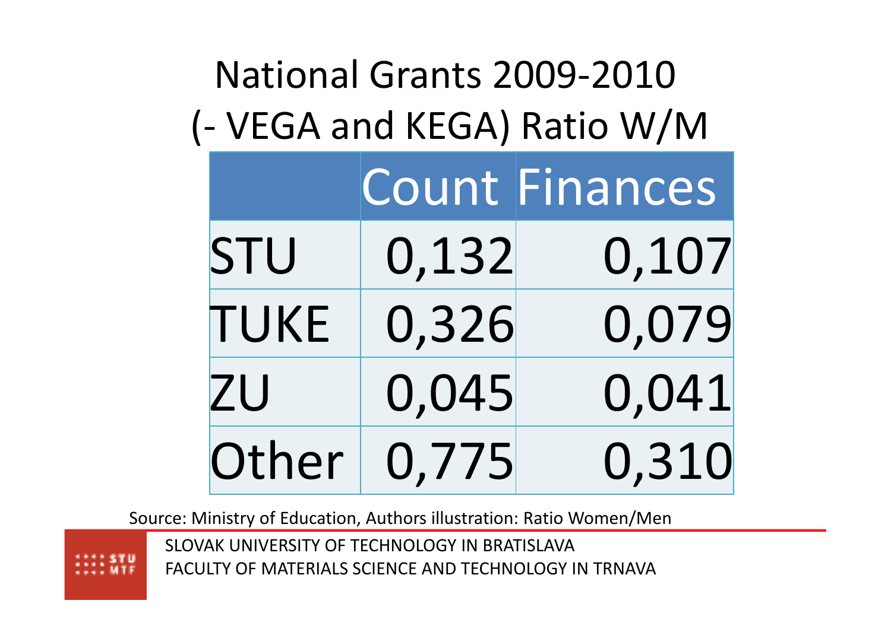# National Grants 2009-2010 (- VEGA and KEGA) Ratio W/M

| | Count | Finances |
|---|---|---|
| STU | 0,132 | 0,107 |
| TUKE | 0,326 | 0,079 |
| ZU | 0,045 | 0,041 |
| Other | 0,775 | 0,310 |

Source: Ministry of Education, Authors illustration: Ratio Women/Men

SLOVAK UNIVERSITY OF TECHNOLOGY IN BRATISLAVA
FACULTY OF MATERIALS SCIENCE AND TECHNOLOGY IN TRNAVA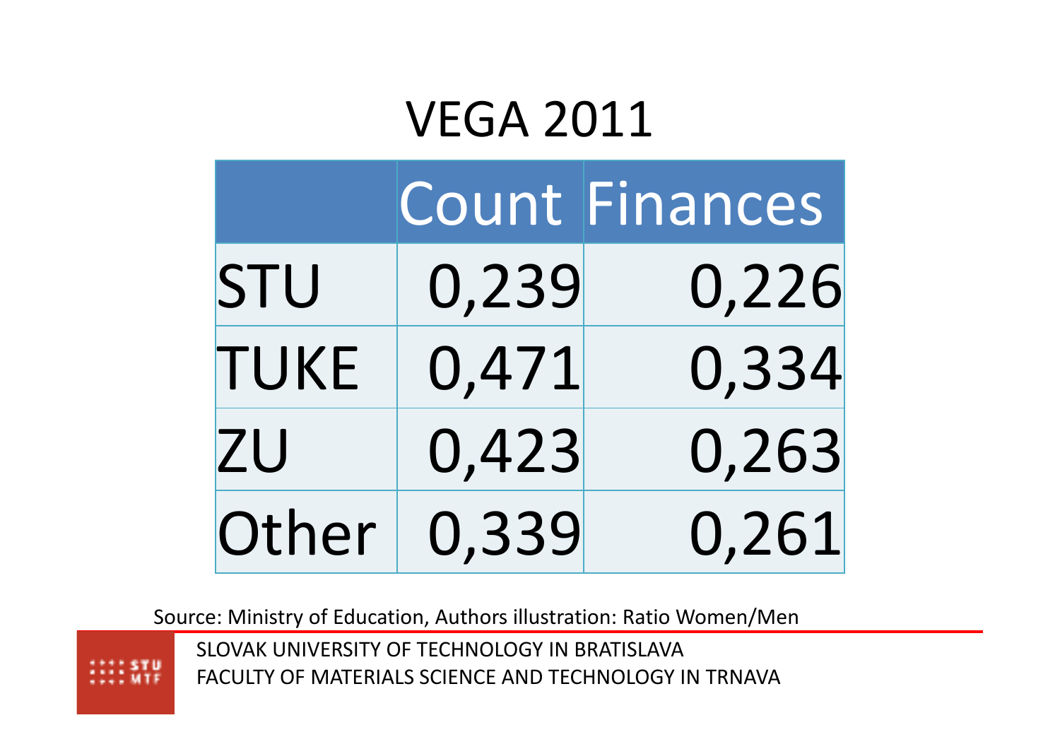# VEGA 2011

| | Count | Finances |
|---|---|---|
| STU | 0,239 | 0,226 |
| TUKE | 0,471 | 0,334 |
| ZU | 0,423 | 0,263 |
| Other | 0,339 | 0,261 |

Source: Ministry of Education, Authors illustration: Ratio Women/Men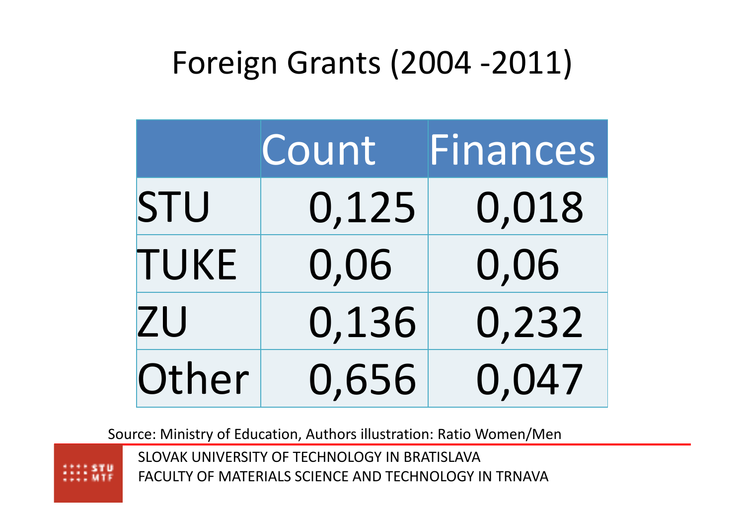# Foreign Grants (2004 -2011)

| | Count | Finances |
|---|---|---|
| STU | 0,125 | 0,018 |
| TUKE | 0,06 | 0,06 |
| ZU | 0,136 | 0,232 |
| Other | 0,656 | 0,047 |

Source: Ministry of Education, Authors illustration: Ratio Women/Men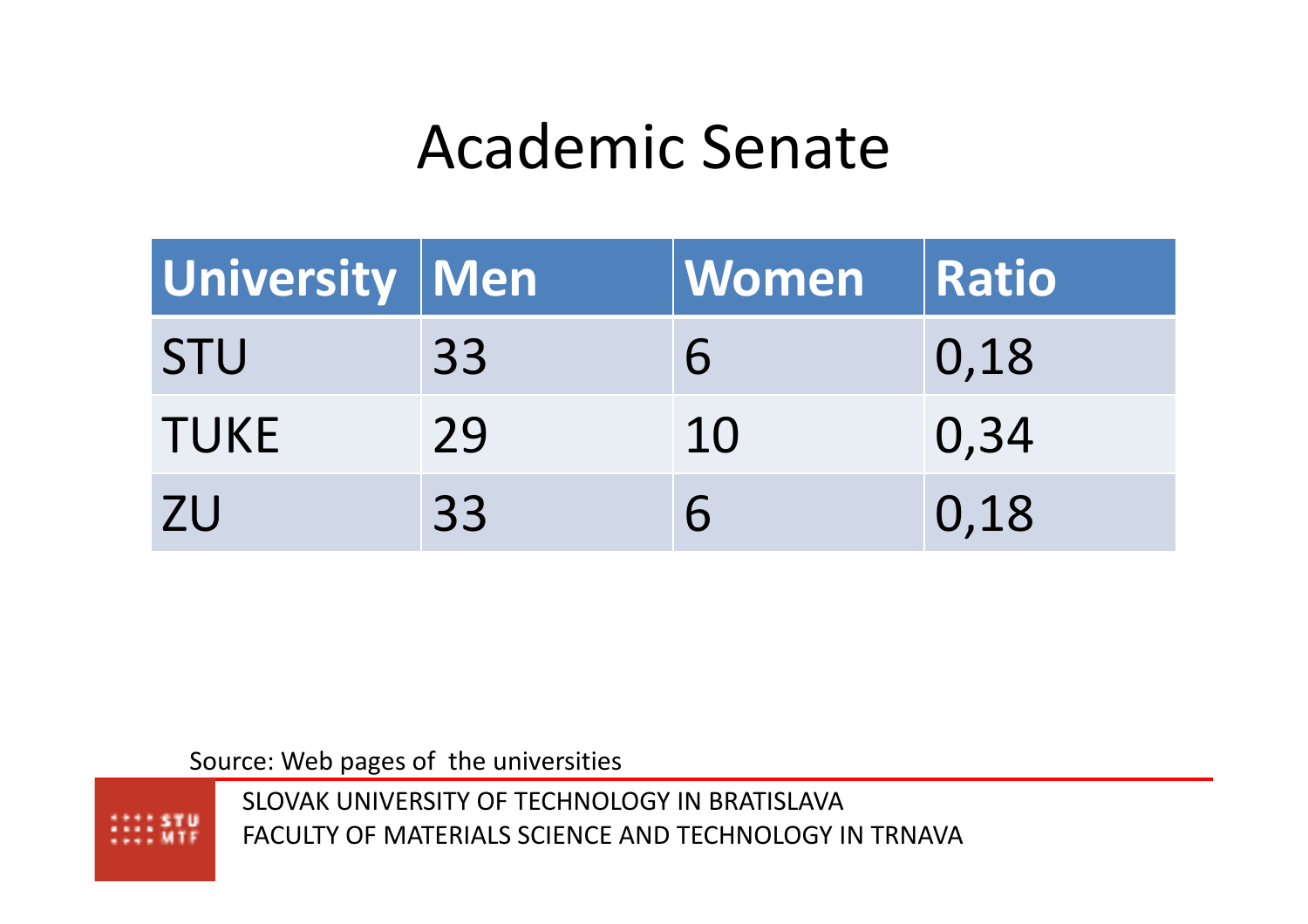# Academic Senate

| University | Men | Women | Ratio |
|---|---|---|---|
| STU | 33 | 6 | 0,18 |
| TUKE | 29 | 10 | 0,34 |
| ZU | 33 | 6 | 0,18 |

Source: Web pages of the universities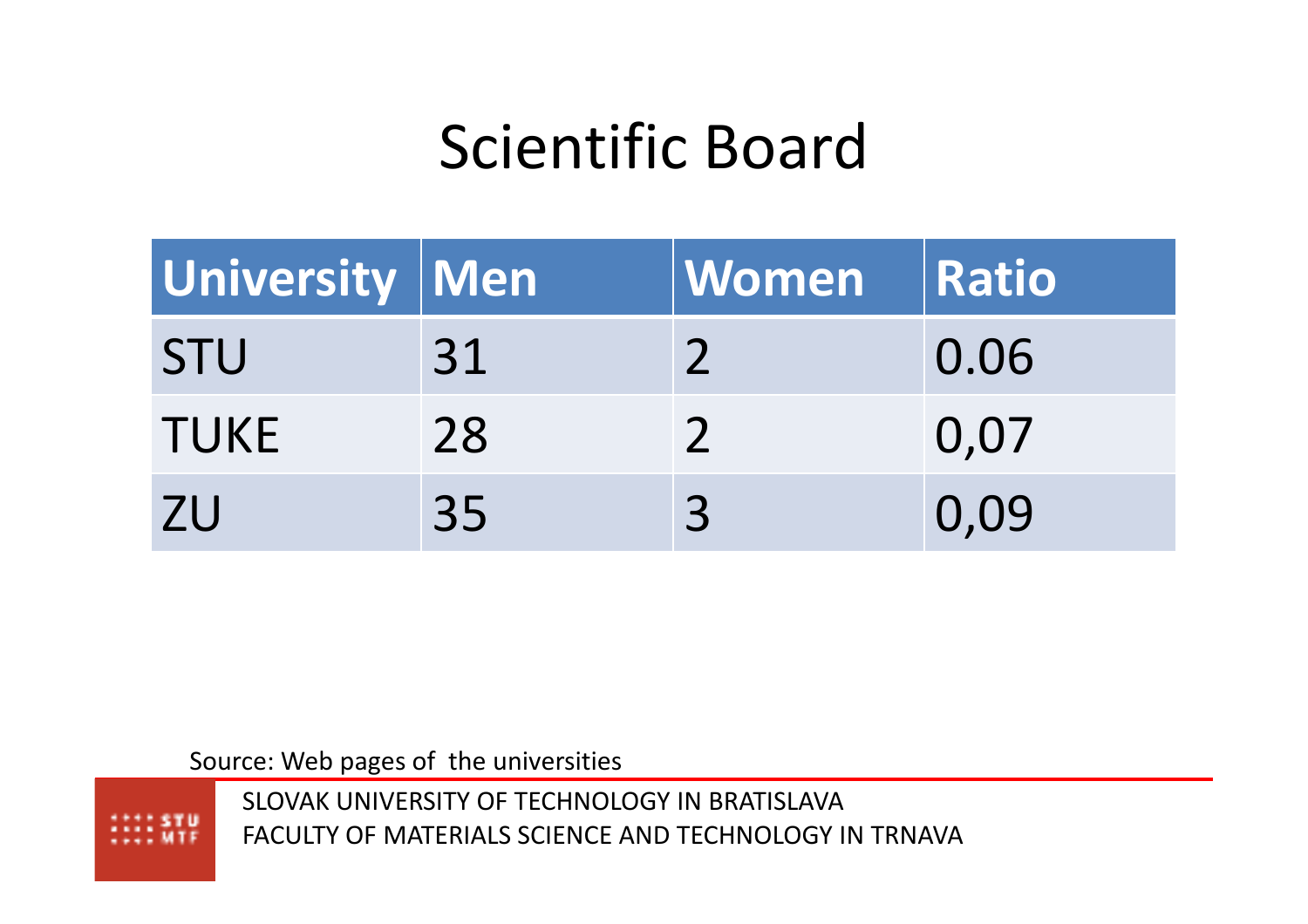# Scientific Board

| University | Men | Women | Ratio |
|---|---|---|---|
| STU | 31 | 2 | 0.06 |
| TUKE | 28 | 2 | 0,07 |
| ZU | 35 | 3 | 0,09 |

Source: Web pages of the universities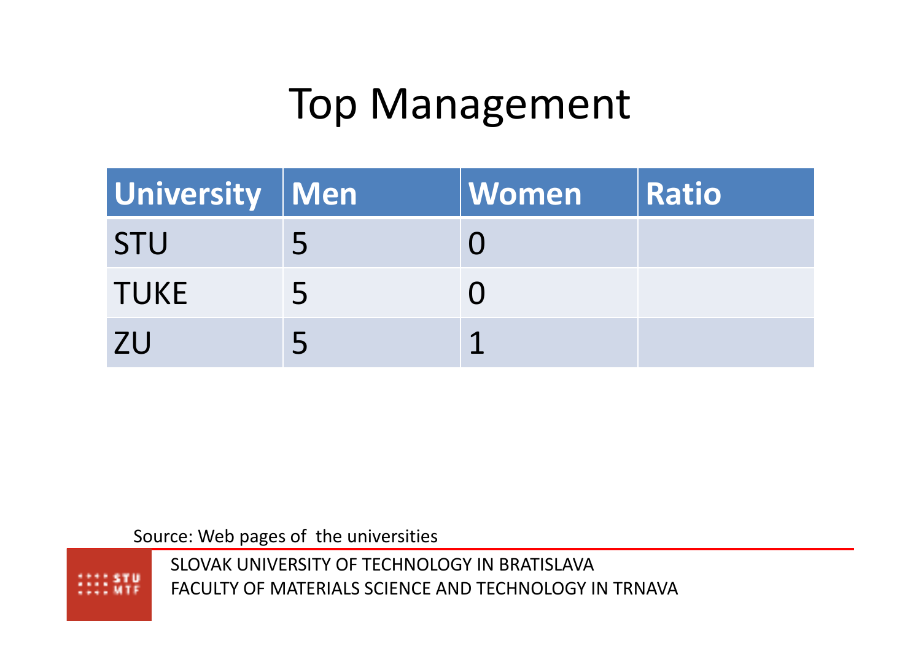# Top Management

| University | Men | Women | Ratio |
|---|---|---|---|
| STU | 5 | 0 | |
| TUKE | 5 | 0 | |
| ZU | 5 | 1 | |

Source: Web pages of the universities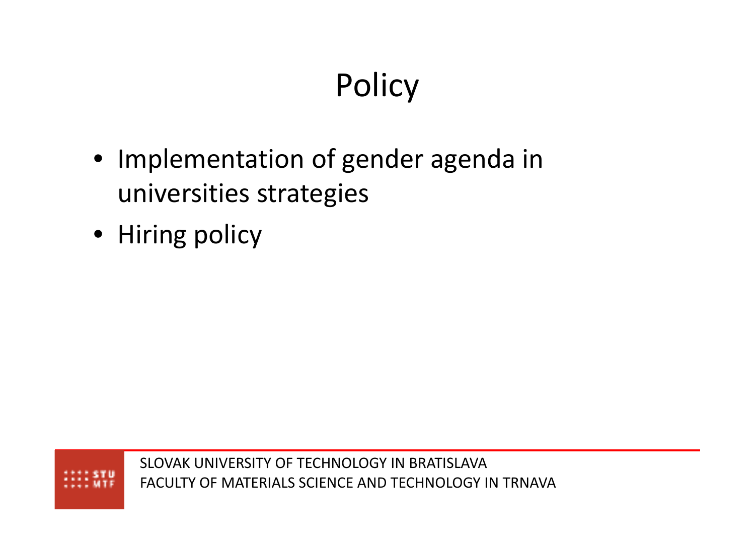# Policy

- Implementation of gender agenda in universities strategies
- Hiring policy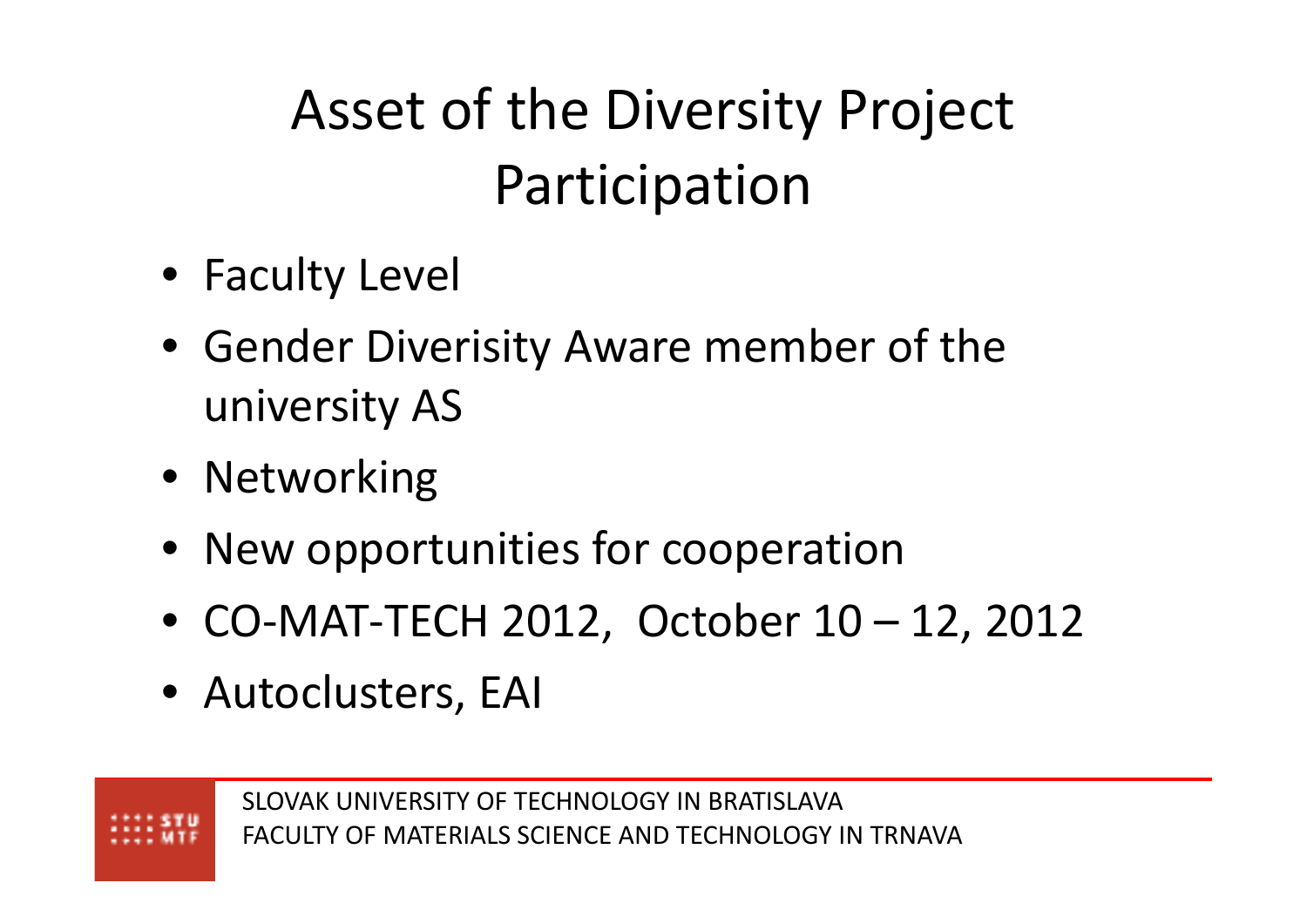# Asset of the Diversity Project Participation

- Faculty Level
- Gender Diverisity Aware member of the university AS
- Networking
- New opportunities for cooperation
- CO-MAT-TECH 2012, October 10 – 12, 2012
- Autoclusters, EAI

SLOVAK UNIVERSITY OF TECHNOLOGY IN BRATISLAVA
FACULTY OF MATERIALS SCIENCE AND TECHNOLOGY IN TRNAVA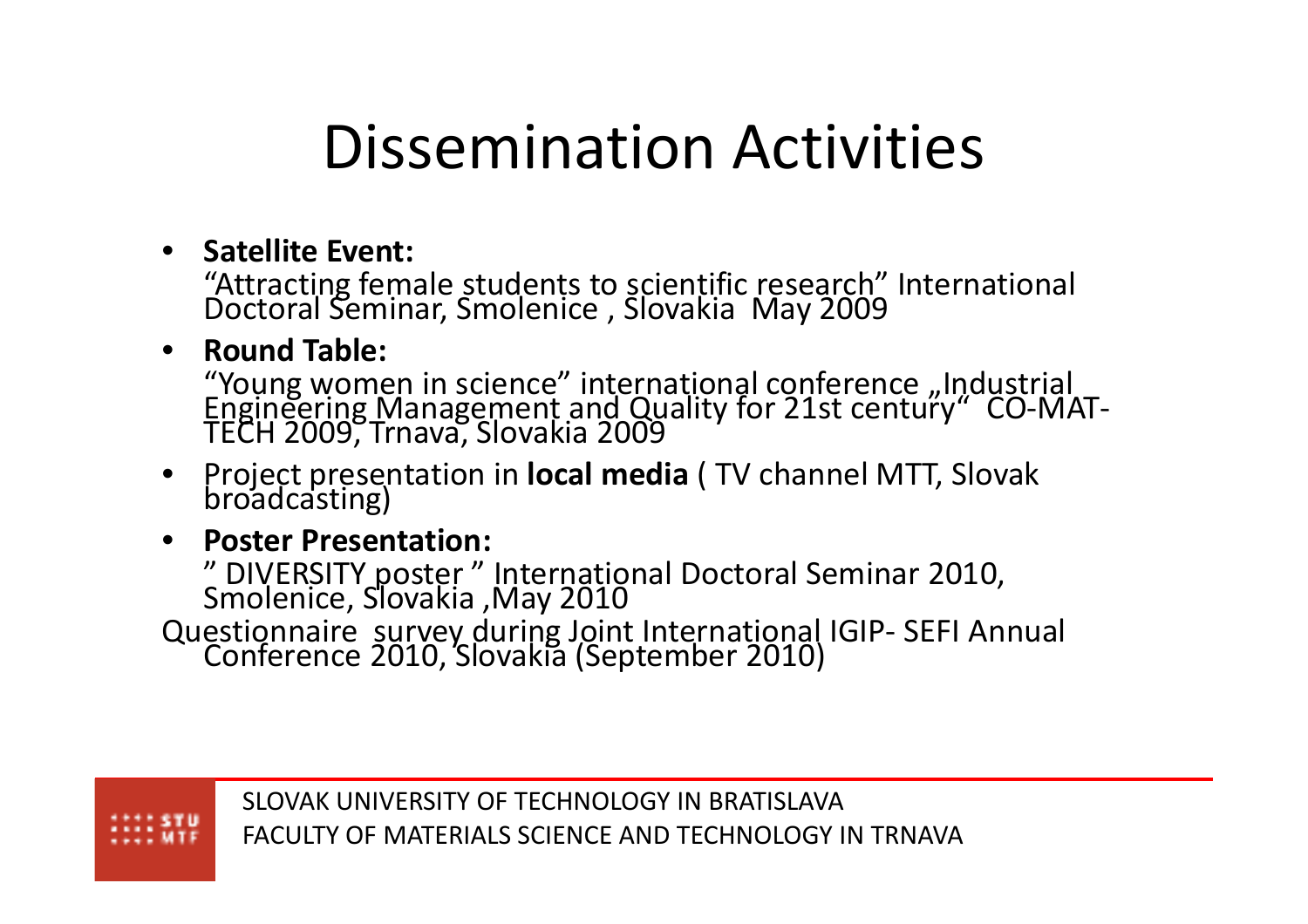# Dissemination Activities

- **Satellite Event:**
  "Attracting female students to scientific research" International Doctoral Seminar, Smolenice , Slovakia May 2009
- **Round Table:**
  "Young women in science" international conference „Industrial Engineering Management and Quality for 21st century" CO-MAT-TECH 2009, Trnava, Slovakia 2009
- Project presentation in **local media** ( TV channel MTT, Slovak broadcasting)
- **Poster Presentation:**
  " DIVERSITY poster " International Doctoral Seminar 2010, Smolenice, Slovakia ,May 2010

Questionnaire survey during Joint International IGIP- SEFI Annual Conference 2010, Slovakia (September 2010)

SLOVAK UNIVERSITY OF TECHNOLOGY IN BRATISLAVA
FACULTY OF MATERIALS SCIENCE AND TECHNOLOGY IN TRNAVA